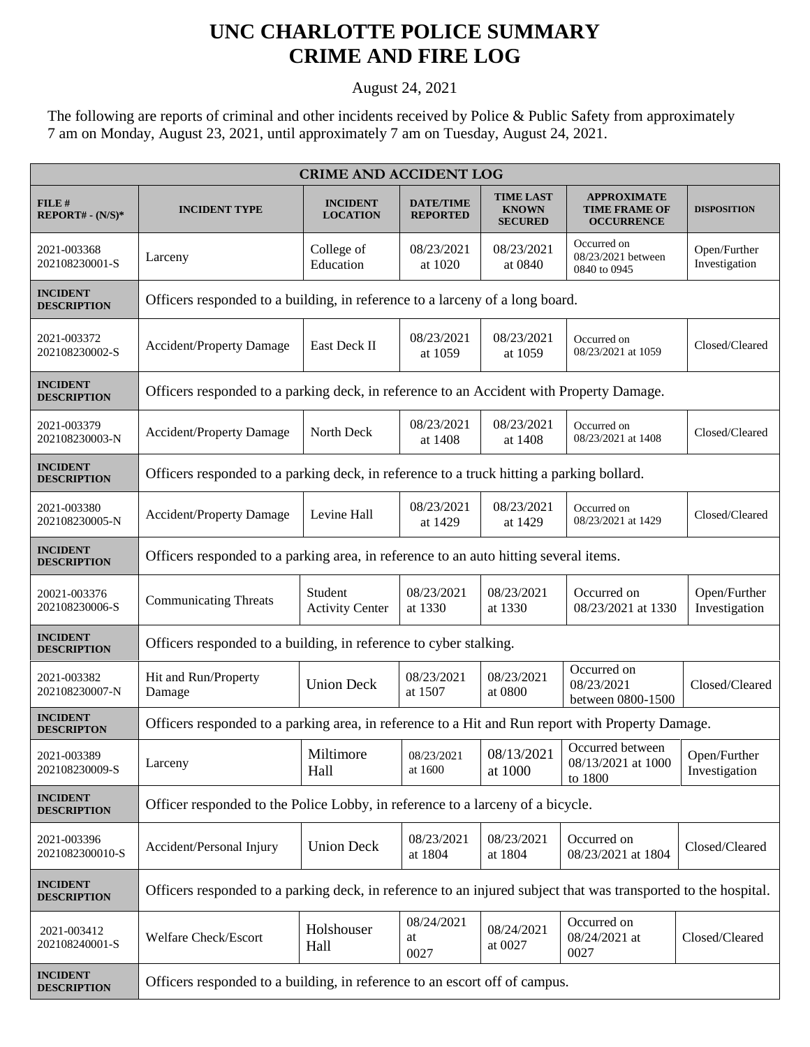# UNC CHARLOTTE POLICE SUMMARY
# CRIME AND FIRE LOG

August 24, 2021

The following are reports of criminal and other incidents received by Police & Public Safety from approximately 7 am on Monday, August 23, 2021, until approximately 7 am on Tuesday, August 24, 2021.

| CRIME AND ACCIDENT LOG | | | | | | |
|---|---|---|---|---|---|---|
| **FILE # REPORT# - (N/S)*** | **INCIDENT TYPE** | **INCIDENT LOCATION** | **DATE/TIME REPORTED** | **TIME LAST KNOWN SECURED** | **APPROXIMATE TIME FRAME OF OCCURRENCE** | **DISPOSITION** |
| 2021-003368 202108230001-S | Larceny | College of Education | 08/23/2021 at 1020 | 08/23/2021 at 0840 | Occurred on 08/23/2021 between 0840 to 0945 | Open/Further Investigation |
| **INCIDENT DESCRIPTION** | Officers responded to a building, in reference to a larceny of a long board. | | | | | |
| 2021-003372 202108230002-S | Accident/Property Damage | East Deck II | 08/23/2021 at 1059 | 08/23/2021 at 1059 | Occurred on 08/23/2021 at 1059 | Closed/Cleared |
| **INCIDENT DESCRIPTION** | Officers responded to a parking deck, in reference to an Accident with Property Damage. | | | | | |
| 2021-003379 202108230003-N | Accident/Property Damage | North Deck | 08/23/2021 at 1408 | 08/23/2021 at 1408 | Occurred on 08/23/2021 at 1408 | Closed/Cleared |
| **INCIDENT DESCRIPTION** | Officers responded to a parking deck, in reference to a truck hitting a parking bollard. | | | | | |
| 2021-003380 202108230005-N | Accident/Property Damage | Levine Hall | 08/23/2021 at 1429 | 08/23/2021 at 1429 | Occurred on 08/23/2021 at 1429 | Closed/Cleared |
| **INCIDENT DESCRIPTION** | Officers responded to a parking area, in reference to an auto hitting several items. | | | | | |
| 20021-003376 202108230006-S | Communicating Threats | Student Activity Center | 08/23/2021 at 1330 | 08/23/2021 at 1330 | Occurred on 08/23/2021 at 1330 | Open/Further Investigation |
| **INCIDENT DESCRIPTION** | Officers responded to a building, in reference to cyber stalking. | | | | | |
| 2021-003382 202108230007-N | Hit and Run/Property Damage | Union Deck | 08/23/2021 at 1507 | 08/23/2021 at 0800 | Occurred on 08/23/2021 between 0800-1500 | Closed/Cleared |
| **INCIDENT DESCRIPTON** | Officers responded to a parking area, in reference to a Hit and Run report with Property Damage. | | | | | |
| 2021-003389 202108230009-S | Larceny | Miltimore Hall | 08/23/2021 at 1600 | 08/13/2021 at 1000 | Occurred between 08/13/2021 at 1000 to 1800 | Open/Further Investigation |
| **INCIDENT DESCRIPTION** | Officer responded to the Police Lobby, in reference to a larceny of a bicycle. | | | | | |
| 2021-003396 2021082300010-S | Accident/Personal Injury | Union Deck | 08/23/2021 at 1804 | 08/23/2021 at 1804 | Occurred on 08/23/2021 at 1804 | Closed/Cleared |
| **INCIDENT DESCRIPTION** | Officers responded to a parking deck, in reference to an injured subject that was transported to the hospital. | | | | | |
| 2021-003412 202108240001-S | Welfare Check/Escort | Holshouser Hall | 08/24/2021 at 0027 | 08/24/2021 at 0027 | Occurred on 08/24/2021 at 0027 | Closed/Cleared |
| **INCIDENT DESCRIPTION** | Officers responded to a building, in reference to an escort off of campus. | | | | | |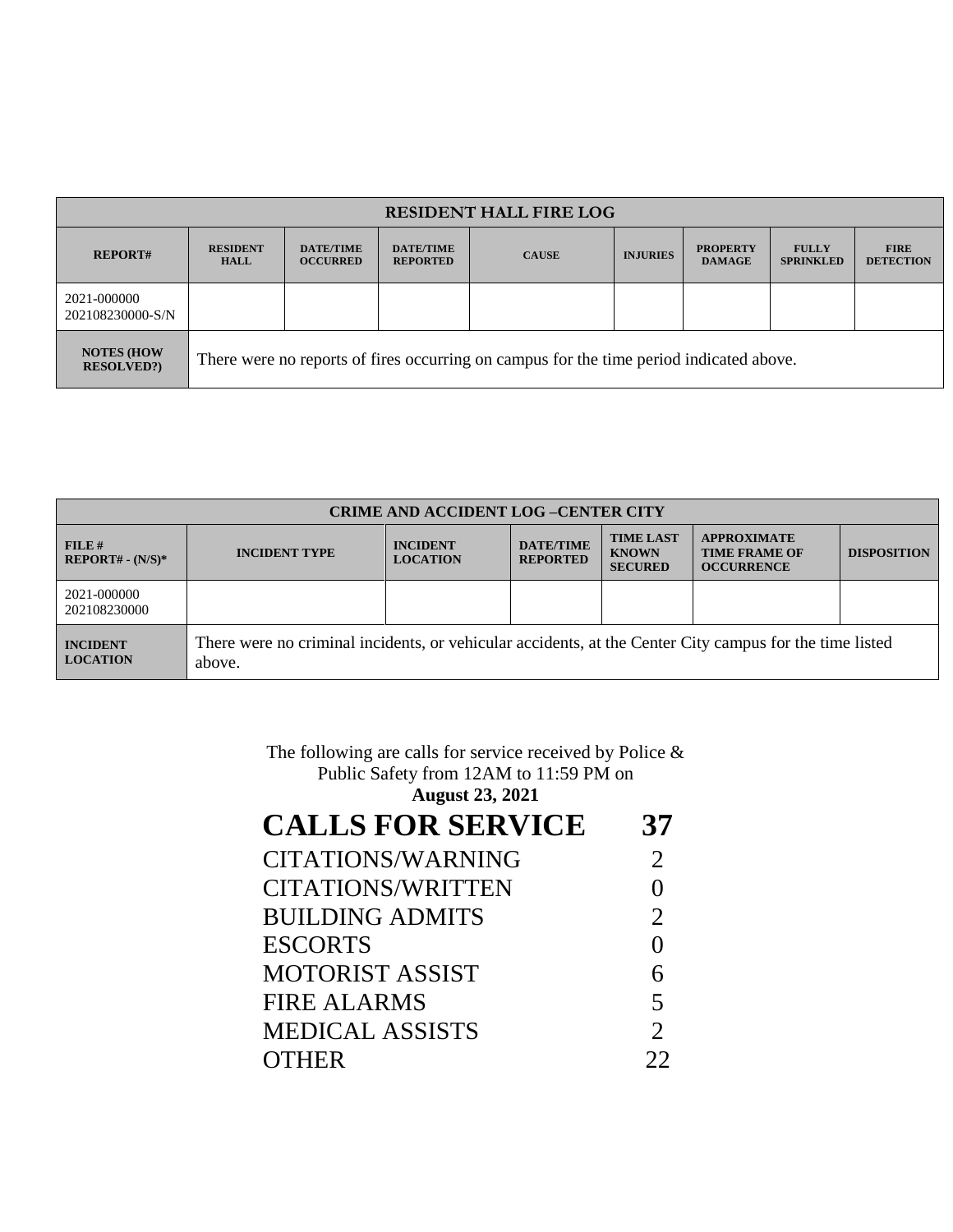| RESIDENT HALL FIRE LOG | | | | | | | | |
|---|---|---|---|---|---|---|---|---|
| **REPORT#** | **RESIDENT HALL** | **DATE/TIME OCCURRED** | **DATE/TIME REPORTED** | **CAUSE** | **INJURIES** | **PROPERTY DAMAGE** | **FULLY SPRINKLED** | **FIRE DETECTION** |
| 2021-000000 202108230000-S/N | | | | | | | | |
| **NOTES (HOW RESOLVED?)** | There were no reports of fires occurring on campus for the time period indicated above. | | | | | | | |

| CRIME AND ACCIDENT LOG –CENTER CITY | | | | | | |
|---|---|---|---|---|---|---|
| **FILE # REPORT# - (N/S)*** | **INCIDENT TYPE** | **INCIDENT LOCATION** | **DATE/TIME REPORTED** | **TIME LAST KNOWN SECURED** | **APPROXIMATE TIME FRAME OF OCCURRENCE** | **DISPOSITION** |
| 2021-000000 202108230000 | | | | | | |
| **INCIDENT LOCATION** | There were no criminal incidents, or vehicular accidents, at the Center City campus for the time listed above. | | | | | |

The following are calls for service received by Police & Public Safety from 12AM to 11:59 PM on

**August 23, 2021**

| | |
|---|---|
| **CALLS FOR SERVICE** | **37** |
| CITATIONS/WARNING | 2 |
| CITATIONS/WRITTEN | 0 |
| BUILDING ADMITS | 2 |
| ESCORTS | 0 |
| MOTORIST ASSIST | 6 |
| FIRE ALARMS | 5 |
| MEDICAL ASSISTS | 2 |
| OTHER | 22 |